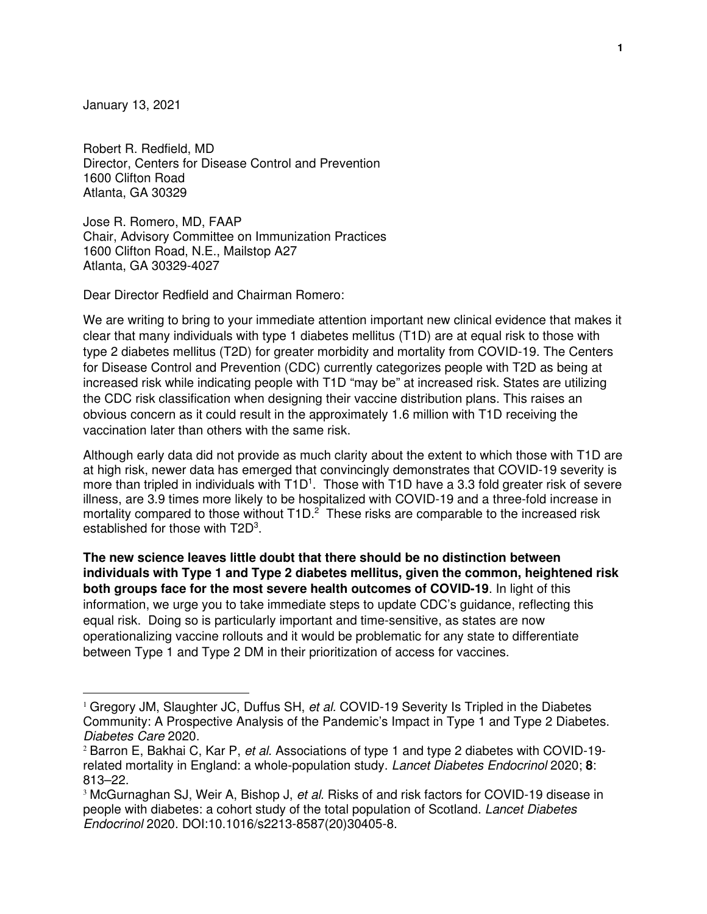January 13, 2021

Robert R. Redfield, MD
Director, Centers for Disease Control and Prevention
1600 Clifton Road
Atlanta, GA 30329

Jose R. Romero, MD, FAAP
Chair, Advisory Committee on Immunization Practices
1600 Clifton Road, N.E., Mailstop A27
Atlanta, GA 30329-4027

Dear Director Redfield and Chairman Romero:

We are writing to bring to your immediate attention important new clinical evidence that makes it clear that many individuals with type 1 diabetes mellitus (T1D) are at equal risk to those with type 2 diabetes mellitus (T2D) for greater morbidity and mortality from COVID-19. The Centers for Disease Control and Prevention (CDC) currently categorizes people with T2D as being at increased risk while indicating people with T1D "may be" at increased risk. States are utilizing the CDC risk classification when designing their vaccine distribution plans. This raises an obvious concern as it could result in the approximately 1.6 million with T1D receiving the vaccination later than others with the same risk.

Although early data did not provide as much clarity about the extent to which those with T1D are at high risk, newer data has emerged that convincingly demonstrates that COVID-19 severity is more than tripled in individuals with T1D[1]. Those with T1D have a 3.3 fold greater risk of severe illness, are 3.9 times more likely to be hospitalized with COVID-19 and a three-fold increase in mortality compared to those without T1D.[2] These risks are comparable to the increased risk established for those with T2D[3].

**The new science leaves little doubt that there should be no distinction between individuals with Type 1 and Type 2 diabetes mellitus, given the common, heightened risk both groups face for the most severe health outcomes of COVID-19**. In light of this information, we urge you to take immediate steps to update CDC's guidance, reflecting this equal risk. Doing so is particularly important and time-sensitive, as states are now operationalizing vaccine rollouts and it would be problematic for any state to differentiate between Type 1 and Type 2 DM in their prioritization of access for vaccines.

---

[1] Gregory JM, Slaughter JC, Duffus SH, *et al.* COVID-19 Severity Is Tripled in the Diabetes Community: A Prospective Analysis of the Pandemic's Impact in Type 1 and Type 2 Diabetes. *Diabetes Care* 2020.

[2] Barron E, Bakhai C, Kar P, *et al.* Associations of type 1 and type 2 diabetes with COVID-19-related mortality in England: a whole-population study. *Lancet Diabetes Endocrinol* 2020; **8**: 813–22.

[3] McGurnaghan SJ, Weir A, Bishop J, *et al.* Risks of and risk factors for COVID-19 disease in people with diabetes: a cohort study of the total population of Scotland. *Lancet Diabetes Endocrinol* 2020. DOI:10.1016/s2213-8587(20)30405-8.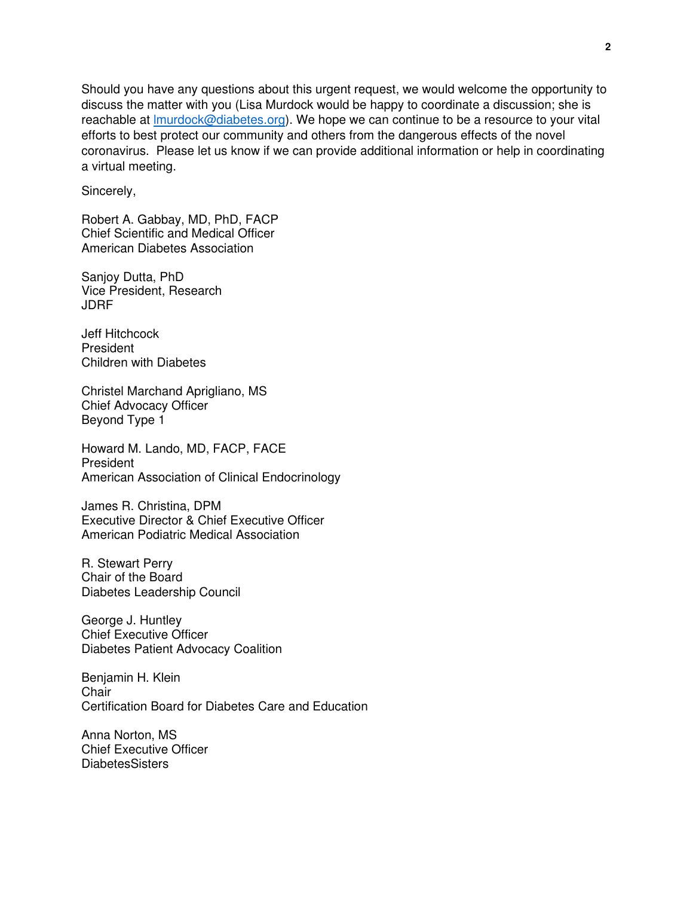Should you have any questions about this urgent request, we would welcome the opportunity to discuss the matter with you (Lisa Murdock would be happy to coordinate a discussion; she is reachable at [lmurdock@diabetes.org](mailto:lmurdock@diabetes.org)). We hope we can continue to be a resource to your vital efforts to best protect our community and others from the dangerous effects of the novel coronavirus. Please let us know if we can provide additional information or help in coordinating a virtual meeting.

Sincerely,

Robert A. Gabbay, MD, PhD, FACP  
Chief Scientific and Medical Officer  
American Diabetes Association

Sanjoy Dutta, PhD  
Vice President, Research  
JDRF

Jeff Hitchcock  
President  
Children with Diabetes

Christel Marchand Aprigliano, MS  
Chief Advocacy Officer  
Beyond Type 1

Howard M. Lando, MD, FACP, FACE  
President  
American Association of Clinical Endocrinology

James R. Christina, DPM  
Executive Director & Chief Executive Officer  
American Podiatric Medical Association

R. Stewart Perry  
Chair of the Board  
Diabetes Leadership Council

George J. Huntley  
Chief Executive Officer  
Diabetes Patient Advocacy Coalition

Benjamin H. Klein  
Chair  
Certification Board for Diabetes Care and Education

Anna Norton, MS  
Chief Executive Officer  
DiabetesSisters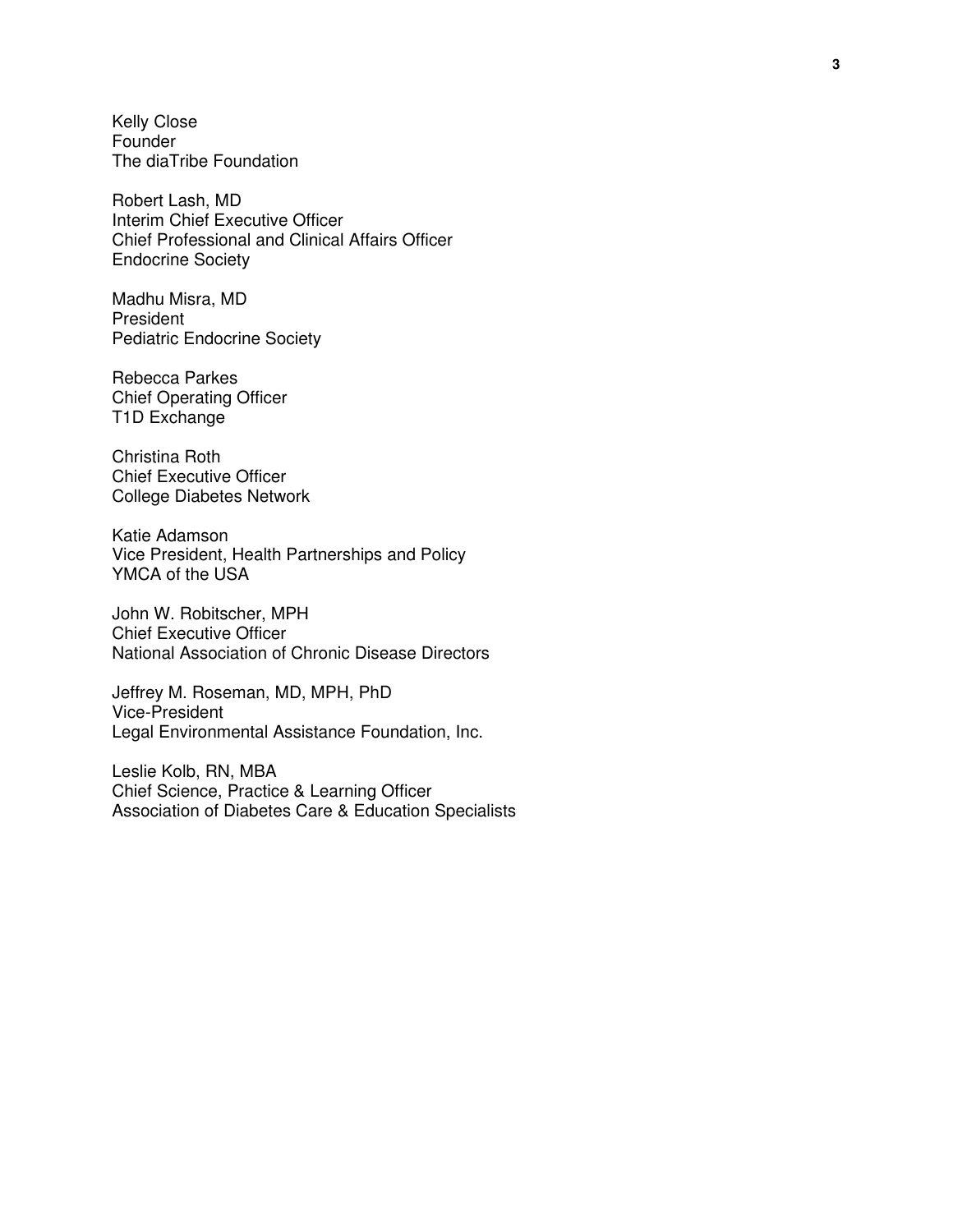Kelly Close
Founder
The diaTribe Foundation

Robert Lash, MD
Interim Chief Executive Officer
Chief Professional and Clinical Affairs Officer
Endocrine Society

Madhu Misra, MD
President
Pediatric Endocrine Society

Rebecca Parkes
Chief Operating Officer
T1D Exchange

Christina Roth
Chief Executive Officer
College Diabetes Network

Katie Adamson
Vice President, Health Partnerships and Policy
YMCA of the USA

John W. Robitscher, MPH
Chief Executive Officer
National Association of Chronic Disease Directors

Jeffrey M. Roseman, MD, MPH, PhD
Vice-President
Legal Environmental Assistance Foundation, Inc.

Leslie Kolb, RN, MBA
Chief Science, Practice & Learning Officer
Association of Diabetes Care & Education Specialists